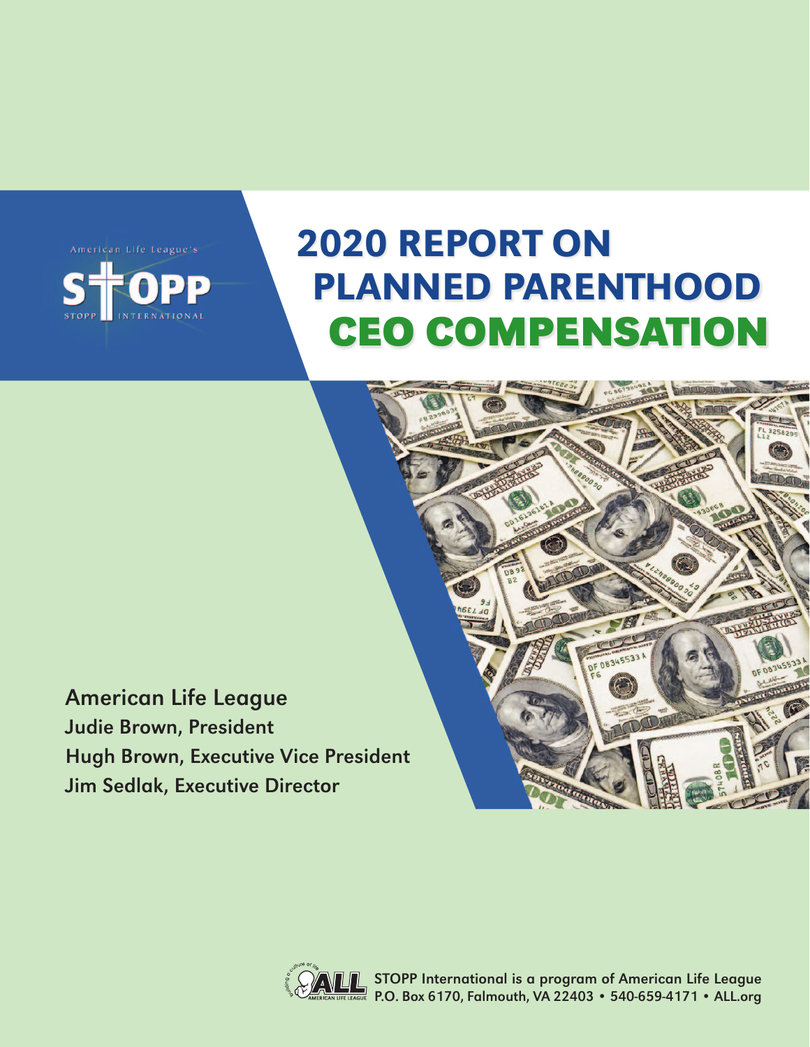American Life League's

STOPP

STOPP INTERNATIONAL

# 2020 REPORT ON PLANNED PARENTHOOD CEO COMPENSATION

**American Life League**

**Judie Brown, President**

**Hugh Brown, Executive Vice President**

**Jim Sedlak, Executive Director**

STOPP International is a program of American Life League
P.O. Box 6170, Falmouth, VA 22403 • 540-659-4171 • ALL.org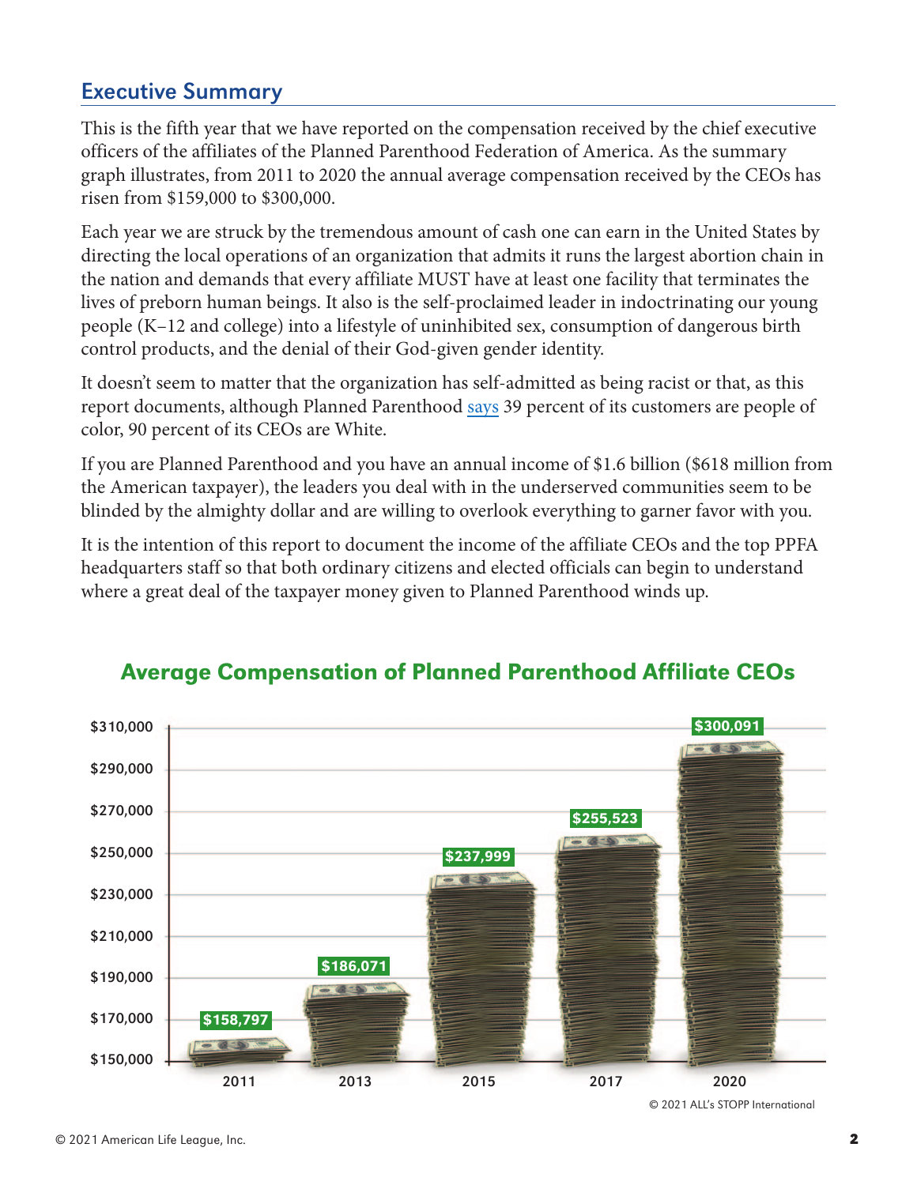## Executive Summary

This is the fifth year that we have reported on the compensation received by the chief executive officers of the affiliates of the Planned Parenthood Federation of America. As the summary graph illustrates, from 2011 to 2020 the annual average compensation received by the CEOs has risen from $159,000 to $300,000.

Each year we are struck by the tremendous amount of cash one can earn in the United States by directing the local operations of an organization that admits it runs the largest abortion chain in the nation and demands that every affiliate MUST have at least one facility that terminates the lives of preborn human beings. It also is the self-proclaimed leader in indoctrinating our young people (K–12 and college) into a lifestyle of uninhibited sex, consumption of dangerous birth control products, and the denial of their God-given gender identity.

It doesn't seem to matter that the organization has self-admitted as being racist or that, as this report documents, although Planned Parenthood says 39 percent of its customers are people of color, 90 percent of its CEOs are White.

If you are Planned Parenthood and you have an annual income of $1.6 billion ($618 million from the American taxpayer), the leaders you deal with in the underserved communities seem to be blinded by the almighty dollar and are willing to overlook everything to garner favor with you.

It is the intention of this report to document the income of the affiliate CEOs and the top PPFA headquarters staff so that both ordinary citizens and elected officials can begin to understand where a great deal of the taxpayer money given to Planned Parenthood winds up.

### Average Compensation of Planned Parenthood Affiliate CEOs

| Year | Average Compensation |
|---|---|
| 2011 | $158,797 |
| 2013 | $186,071 |
| 2015 | $237,999 |
| 2017 | $255,523 |
| 2020 | $300,091 |

© 2021 ALL's STOPP International

© 2021 American Life League, Inc.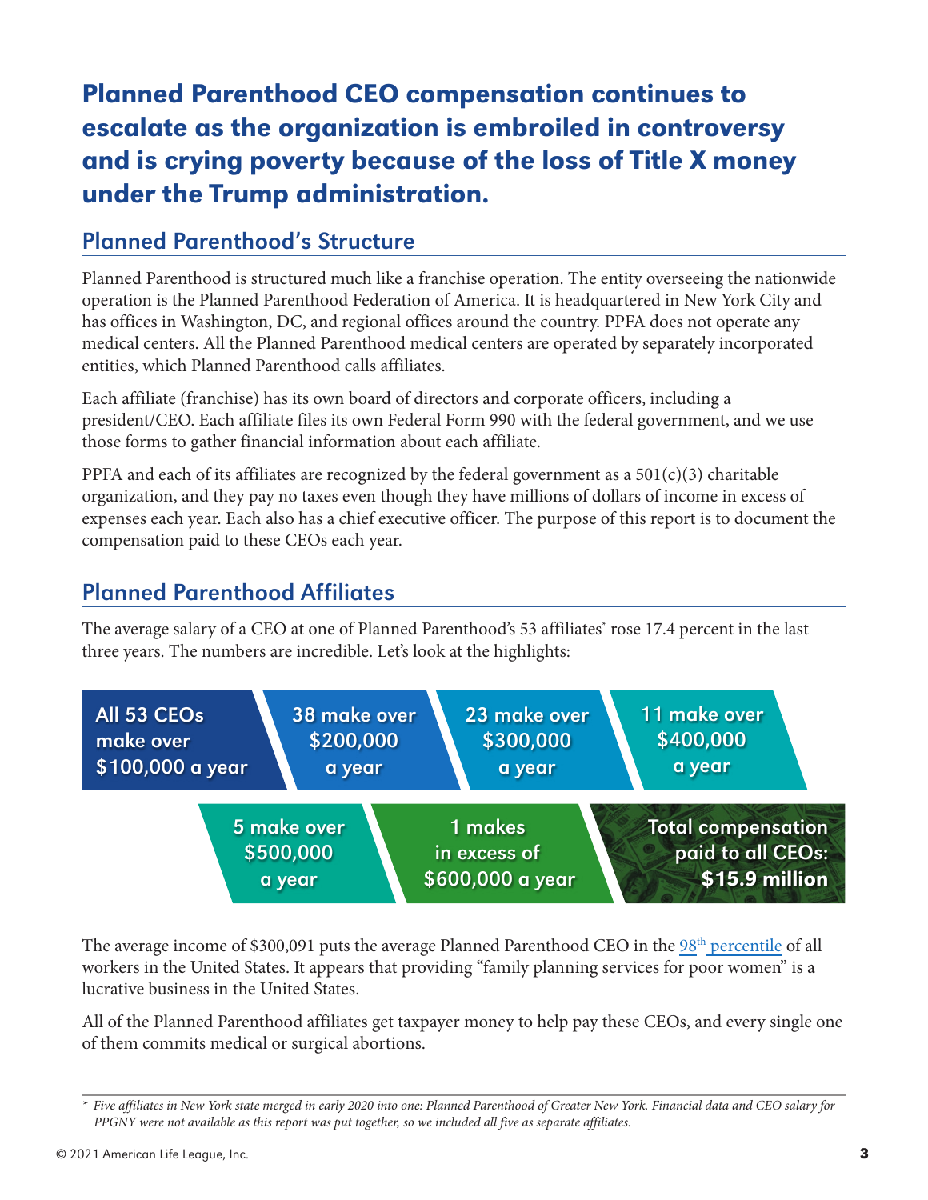# Planned Parenthood CEO compensation continues to escalate as the organization is embroiled in controversy and is crying poverty because of the loss of Title X money under the Trump administration.

## Planned Parenthood's Structure

Planned Parenthood is structured much like a franchise operation. The entity overseeing the nationwide operation is the Planned Parenthood Federation of America. It is headquartered in New York City and has offices in Washington, DC, and regional offices around the country. PPFA does not operate any medical centers. All the Planned Parenthood medical centers are operated by separately incorporated entities, which Planned Parenthood calls affiliates.

Each affiliate (franchise) has its own board of directors and corporate officers, including a president/CEO. Each affiliate files its own Federal Form 990 with the federal government, and we use those forms to gather financial information about each affiliate.

PPFA and each of its affiliates are recognized by the federal government as a 501(c)(3) charitable organization, and they pay no taxes even though they have millions of dollars of income in excess of expenses each year. Each also has a chief executive officer. The purpose of this report is to document the compensation paid to these CEOs each year.

## Planned Parenthood Affiliates

The average salary of a CEO at one of Planned Parenthood's 53 affiliates* rose 17.4 percent in the last three years. The numbers are incredible. Let's look at the highlights:

- **All 53 CEOs make over $100,000 a year**
- **38 make over $200,000 a year**
- **23 make over $300,000 a year**
- **11 make over $400,000 a year**
- **5 make over $500,000 a year**
- **1 makes in excess of $600,000 a year**
- **Total compensation paid to all CEOs: $15.9 million**

The average income of $300,091 puts the average Planned Parenthood CEO in the 98th percentile of all workers in the United States. It appears that providing "family planning services for poor women" is a lucrative business in the United States.

All of the Planned Parenthood affiliates get taxpayer money to help pay these CEOs, and every single one of them commits medical or surgical abortions.

---

*\* Five affiliates in New York state merged in early 2020 into one: Planned Parenthood of Greater New York. Financial data and CEO salary for PPGNY were not available as this report was put together, so we included all five as separate affiliates.*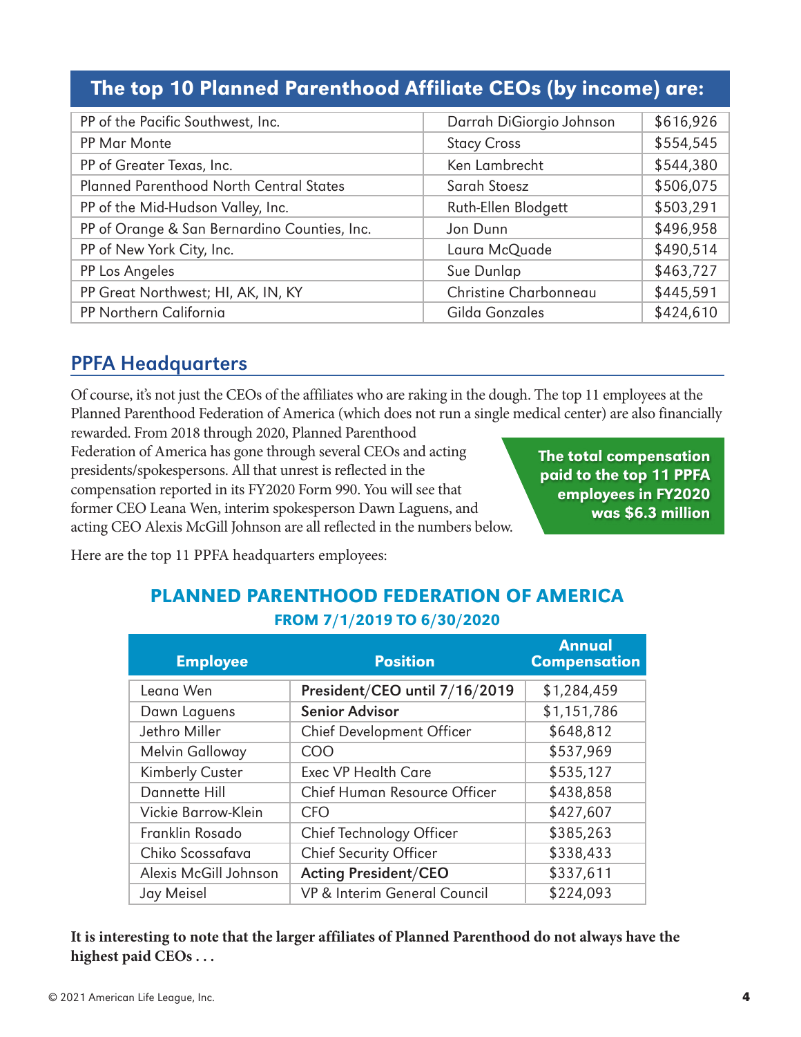## The top 10 Planned Parenthood Affiliate CEOs (by income) are:

| | | |
|---|---|---|
| PP of the Pacific Southwest, Inc. | Darrah DiGiorgio Johnson | $616,926 |
| PP Mar Monte | Stacy Cross | $554,545 |
| PP of Greater Texas, Inc. | Ken Lambrecht | $544,380 |
| Planned Parenthood North Central States | Sarah Stoesz | $506,075 |
| PP of the Mid-Hudson Valley, Inc. | Ruth-Ellen Blodgett | $503,291 |
| PP of Orange & San Bernardino Counties, Inc. | Jon Dunn | $496,958 |
| PP of New York City, Inc. | Laura McQuade | $490,514 |
| PP Los Angeles | Sue Dunlap | $463,727 |
| PP Great Northwest; HI, AK, IN, KY | Christine Charbonneau | $445,591 |
| PP Northern California | Gilda Gonzales | $424,610 |

## PPFA Headquarters

Of course, it's not just the CEOs of the affiliates who are raking in the dough. The top 11 employees at the Planned Parenthood Federation of America (which does not run a single medical center) are also financially rewarded. From 2018 through 2020, Planned Parenthood Federation of America has gone through several CEOs and acting presidents/spokespersons. All that unrest is reflected in the compensation reported in its FY2020 Form 990. You will see that former CEO Leana Wen, interim spokesperson Dawn Laguens, and acting CEO Alexis McGill Johnson are all reflected in the numbers below.

**The total compensation paid to the top 11 PPFA employees in FY2020 was $6.3 million**

Here are the top 11 PPFA headquarters employees:

### PLANNED PARENTHOOD FEDERATION OF AMERICA

**FROM 7/1/2019 TO 6/30/2020**

| Employee | Position | Annual Compensation |
|---|---|---|
| Leana Wen | **President/CEO until 7/16/2019** | $1,284,459 |
| Dawn Laguens | **Senior Advisor** | $1,151,786 |
| Jethro Miller | Chief Development Officer | $648,812 |
| Melvin Galloway | COO | $537,969 |
| Kimberly Custer | Exec VP Health Care | $535,127 |
| Dannette Hill | Chief Human Resource Officer | $438,858 |
| Vickie Barrow-Klein | CFO | $427,607 |
| Franklin Rosado | Chief Technology Officer | $385,263 |
| Chiko Scossafava | Chief Security Officer | $338,433 |
| Alexis McGill Johnson | **Acting President/CEO** | $337,611 |
| Jay Meisel | VP & Interim General Council | $224,093 |

**It is interesting to note that the larger affiliates of Planned Parenthood do not always have the highest paid CEOs . . .**

© 2021 American Life League, Inc.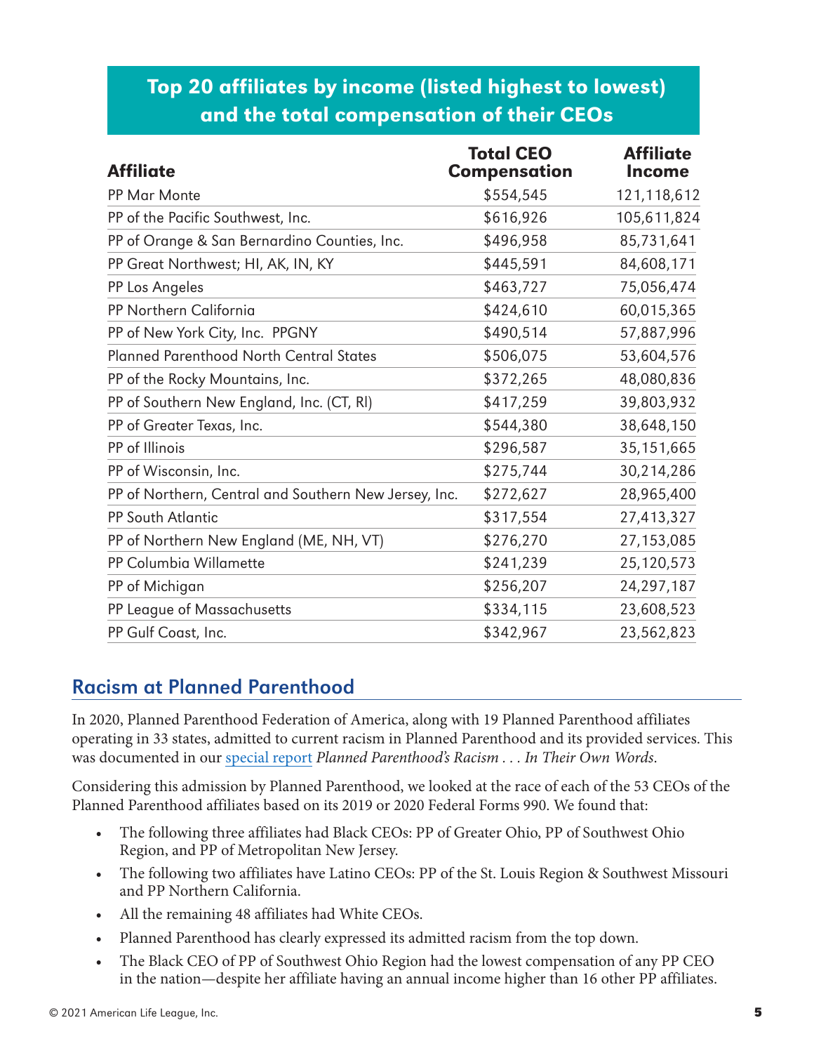## Top 20 affiliates by income (listed highest to lowest) and the total compensation of their CEOs

| Affiliate | Total CEO Compensation | Affiliate Income |
|---|---|---|
| PP Mar Monte | $554,545 | 121,118,612 |
| PP of the Pacific Southwest, Inc. | $616,926 | 105,611,824 |
| PP of Orange & San Bernardino Counties, Inc. | $496,958 | 85,731,641 |
| PP Great Northwest; HI, AK, IN, KY | $445,591 | 84,608,171 |
| PP Los Angeles | $463,727 | 75,056,474 |
| PP Northern California | $424,610 | 60,015,365 |
| PP of New York City, Inc. PPGNY | $490,514 | 57,887,996 |
| Planned Parenthood North Central States | $506,075 | 53,604,576 |
| PP of the Rocky Mountains, Inc. | $372,265 | 48,080,836 |
| PP of Southern New England, Inc. (CT, RI) | $417,259 | 39,803,932 |
| PP of Greater Texas, Inc. | $544,380 | 38,648,150 |
| PP of Illinois | $296,587 | 35,151,665 |
| PP of Wisconsin, Inc. | $275,744 | 30,214,286 |
| PP of Northern, Central and Southern New Jersey, Inc. | $272,627 | 28,965,400 |
| PP South Atlantic | $317,554 | 27,413,327 |
| PP of Northern New England (ME, NH, VT) | $276,270 | 27,153,085 |
| PP Columbia Willamette | $241,239 | 25,120,573 |
| PP of Michigan | $256,207 | 24,297,187 |
| PP League of Massachusetts | $334,115 | 23,608,523 |
| PP Gulf Coast, Inc. | $342,967 | 23,562,823 |

## Racism at Planned Parenthood

In 2020, Planned Parenthood Federation of America, along with 19 Planned Parenthood affiliates operating in 33 states, admitted to current racism in Planned Parenthood and its provided services. This was documented in our special report *Planned Parenthood's Racism . . . In Their Own Words.*

Considering this admission by Planned Parenthood, we looked at the race of each of the 53 CEOs of the Planned Parenthood affiliates based on its 2019 or 2020 Federal Forms 990. We found that:

- The following three affiliates had Black CEOs: PP of Greater Ohio, PP of Southwest Ohio Region, and PP of Metropolitan New Jersey.
- The following two affiliates have Latino CEOs: PP of the St. Louis Region & Southwest Missouri and PP Northern California.
- All the remaining 48 affiliates had White CEOs.
- Planned Parenthood has clearly expressed its admitted racism from the top down.
- The Black CEO of PP of Southwest Ohio Region had the lowest compensation of any PP CEO in the nation—despite her affiliate having an annual income higher than 16 other PP affiliates.

© 2021 American Life League, Inc.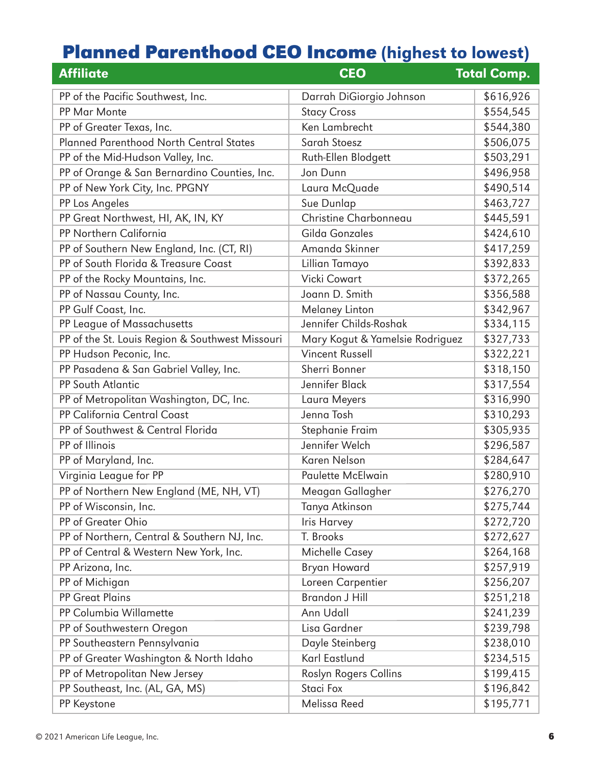# Planned Parenthood CEO Income (highest to lowest)

| Affiliate | CEO | Total Comp. |
|---|---|---|
| PP of the Pacific Southwest, Inc. | Darrah DiGiorgio Johnson | $616,926 |
| PP Mar Monte | Stacy Cross | $554,545 |
| PP of Greater Texas, Inc. | Ken Lambrecht | $544,380 |
| Planned Parenthood North Central States | Sarah Stoesz | $506,075 |
| PP of the Mid-Hudson Valley, Inc. | Ruth-Ellen Blodgett | $503,291 |
| PP of Orange & San Bernardino Counties, Inc. | Jon Dunn | $496,958 |
| PP of New York City, Inc. PPGNY | Laura McQuade | $490,514 |
| PP Los Angeles | Sue Dunlap | $463,727 |
| PP Great Northwest, HI, AK, IN, KY | Christine Charbonneau | $445,591 |
| PP Northern California | Gilda Gonzales | $424,610 |
| PP of Southern New England, Inc. (CT, RI) | Amanda Skinner | $417,259 |
| PP of South Florida & Treasure Coast | Lillian Tamayo | $392,833 |
| PP of the Rocky Mountains, Inc. | Vicki Cowart | $372,265 |
| PP of Nassau County, Inc. | Joann D. Smith | $356,588 |
| PP Gulf Coast, Inc. | Melaney Linton | $342,967 |
| PP League of Massachusetts | Jennifer Childs-Roshak | $334,115 |
| PP of the St. Louis Region & Southwest Missouri | Mary Kogut & Yamelsie Rodriguez | $327,733 |
| PP Hudson Peconic, Inc. | Vincent Russell | $322,221 |
| PP Pasadena & San Gabriel Valley, Inc. | Sherri Bonner | $318,150 |
| PP South Atlantic | Jennifer Black | $317,554 |
| PP of Metropolitan Washington, DC, Inc. | Laura Meyers | $316,990 |
| PP California Central Coast | Jenna Tosh | $310,293 |
| PP of Southwest & Central Florida | Stephanie Fraim | $305,935 |
| PP of Illinois | Jennifer Welch | $296,587 |
| PP of Maryland, Inc. | Karen Nelson | $284,647 |
| Virginia League for PP | Paulette McElwain | $280,910 |
| PP of Northern New England (ME, NH, VT) | Meagan Gallagher | $276,270 |
| PP of Wisconsin, Inc. | Tanya Atkinson | $275,744 |
| PP of Greater Ohio | Iris Harvey | $272,720 |
| PP of Northern, Central & Southern NJ, Inc. | T. Brooks | $272,627 |
| PP of Central & Western New York, Inc. | Michelle Casey | $264,168 |
| PP Arizona, Inc. | Bryan Howard | $257,919 |
| PP of Michigan | Loreen Carpentier | $256,207 |
| PP Great Plains | Brandon J Hill | $251,218 |
| PP Columbia Willamette | Ann Udall | $241,239 |
| PP of Southwestern Oregon | Lisa Gardner | $239,798 |
| PP Southeastern Pennsylvania | Dayle Steinberg | $238,010 |
| PP of Greater Washington & North Idaho | Karl Eastlund | $234,515 |
| PP of Metropolitan New Jersey | Roslyn Rogers Collins | $199,415 |
| PP Southeast, Inc. (AL, GA, MS) | Staci Fox | $196,842 |
| PP Keystone | Melissa Reed | $195,771 |

© 2021 American Life League, Inc.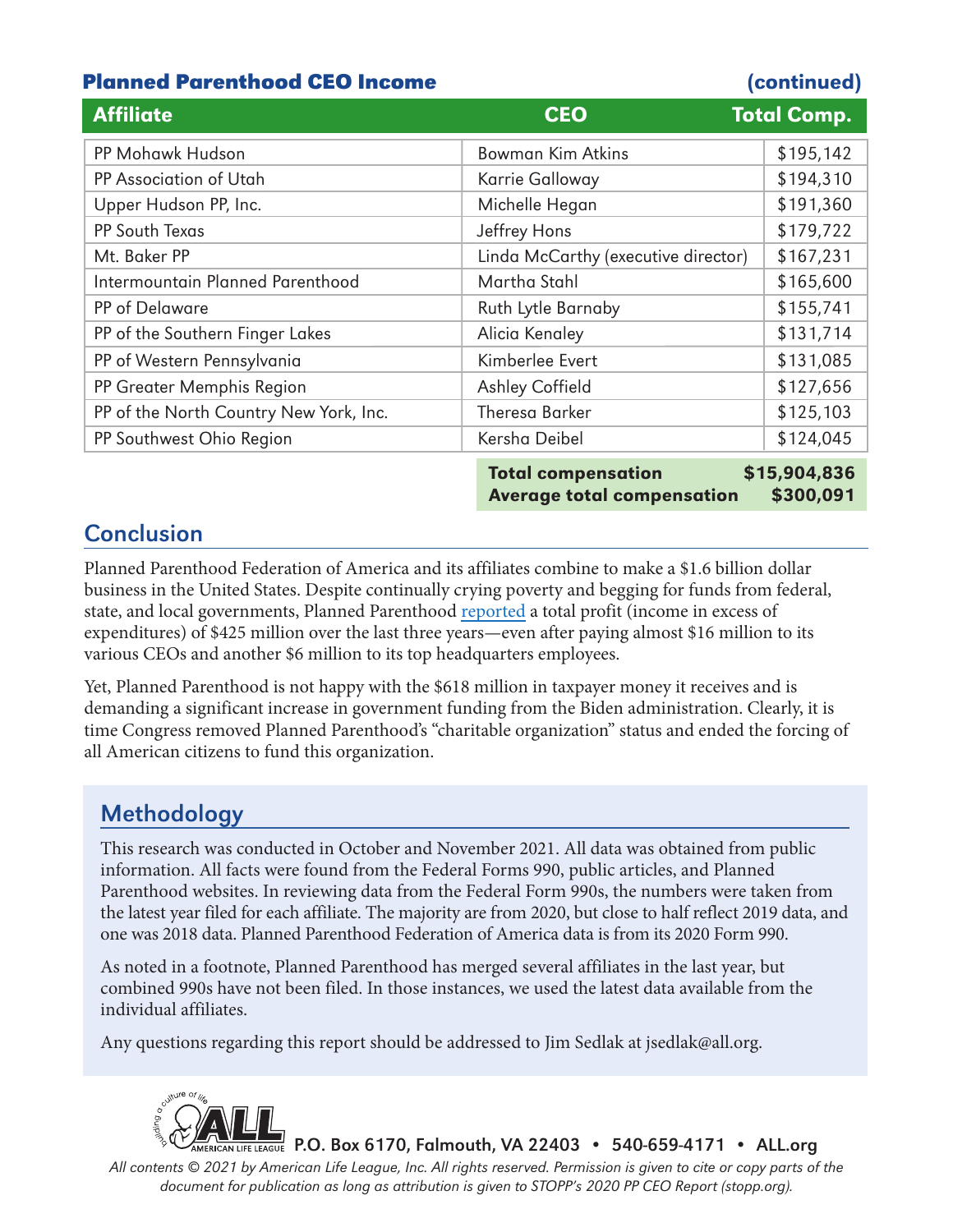**Planned Parenthood CEO Income** **(continued)**

| Affiliate | CEO | Total Comp. |
|---|---|---|
| PP Mohawk Hudson | Bowman Kim Atkins | $195,142 |
| PP Association of Utah | Karrie Galloway | $194,310 |
| Upper Hudson PP, Inc. | Michelle Hegan | $191,360 |
| PP South Texas | Jeffrey Hons | $179,722 |
| Mt. Baker PP | Linda McCarthy (executive director) | $167,231 |
| Intermountain Planned Parenthood | Martha Stahl | $165,600 |
| PP of Delaware | Ruth Lytle Barnaby | $155,741 |
| PP of the Southern Finger Lakes | Alicia Kenaley | $131,714 |
| PP of Western Pennsylvania | Kimberlee Evert | $131,085 |
| PP Greater Memphis Region | Ashley Coffield | $127,656 |
| PP of the North Country New York, Inc. | Theresa Barker | $125,103 |
| PP Southwest Ohio Region | Kersha Deibel | $124,045 |
| | **Total compensation** | **$15,904,836** |
| | **Average total compensation** | **$300,091** |

## Conclusion

Planned Parenthood Federation of America and its affiliates combine to make a $1.6 billion dollar business in the United States. Despite continually crying poverty and begging for funds from federal, state, and local governments, Planned Parenthood reported a total profit (income in excess of expenditures) of $425 million over the last three years—even after paying almost $16 million to its various CEOs and another $6 million to its top headquarters employees.

Yet, Planned Parenthood is not happy with the $618 million in taxpayer money it receives and is demanding a significant increase in government funding from the Biden administration. Clearly, it is time Congress removed Planned Parenthood's "charitable organization" status and ended the forcing of all American citizens to fund this organization.

## Methodology

This research was conducted in October and November 2021. All data was obtained from public information. All facts were found from the Federal Forms 990, public articles, and Planned Parenthood websites. In reviewing data from the Federal Form 990s, the numbers were taken from the latest year filed for each affiliate. The majority are from 2020, but close to half reflect 2019 data, and one was 2018 data. Planned Parenthood Federation of America data is from its 2020 Form 990.

As noted in a footnote, Planned Parenthood has merged several affiliates in the last year, but combined 990s have not been filed. In those instances, we used the latest data available from the individual affiliates.

Any questions regarding this report should be addressed to Jim Sedlak at jsedlak@all.org.

P.O. Box 6170, Falmouth, VA 22403 • 540-659-4171 • ALL.org

*All contents © 2021 by American Life League, Inc. All rights reserved. Permission is given to cite or copy parts of the document for publication as long as attribution is given to STOPP's 2020 PP CEO Report (stopp.org).*